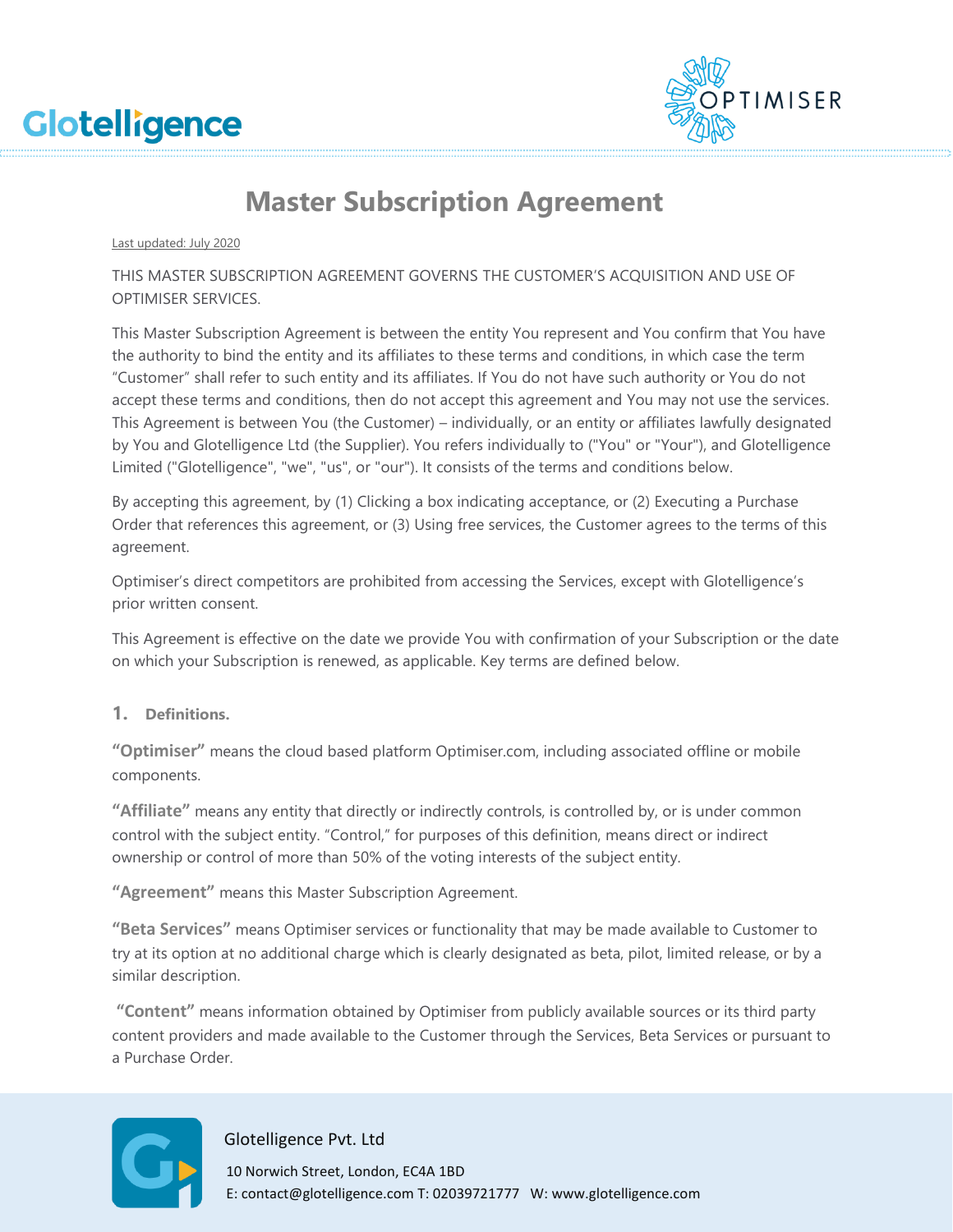# Master Subscription Agreement

Last updated: July 2020

THIS MASTER SUBSCRIPTION AGREEMENT GOVERNS THE CUSTOMER'S ACQUISITION AND USE OF OPTIMISER SERVICES.

This Master Subscription Agreement is between the entity You represent and You confirm that You have the authority to bind the entity and its affiliates to these terms and conditions, in which case the term "Customer" shall refer to such entity and its affiliates. If You do not have such authority or You do not accept these terms and conditions, then do not accept this agreement and You may not use the services. This Agreement is between You (the Customer) – individually, or an entity or affiliates lawfully designated by You and Glotelligence Ltd (the Supplier). You refers individually to ("You" or "Your"), and Glotelligence Limited ("Glotelligence", "we", "us", or "our"). It consists of the terms and conditions below.

By accepting this agreement, by (1) Clicking a box indicating acceptance, or (2) Executing a Purchase Order that references this agreement, or (3) Using free services, the Customer agrees to the terms of this agreement.

Optimiser's direct competitors are prohibited from accessing the Services, except with Glotelligence's prior written consent.

This Agreement is effective on the date we provide You with confirmation of your Subscription or the date on which your Subscription is renewed, as applicable. Key terms are defined below.

## 1. Definitions.

**"Optimiser"** means the cloud based platform Optimiser.com, including associated offline or mobile components.

**"Affiliate"** means any entity that directly or indirectly controls, is controlled by, or is under common control with the subject entity. "Control," for purposes of this definition, means direct or indirect ownership or control of more than 50% of the voting interests of the subject entity.

**"Agreement"** means this Master Subscription Agreement.

**"Beta Services"** means Optimiser services or functionality that may be made available to Customer to try at its option at no additional charge which is clearly designated as beta, pilot, limited release, or by a similar description.

**"Content"** means information obtained by Optimiser from publicly available sources or its third party content providers and made available to the Customer through the Services, Beta Services or pursuant to a Purchase Order.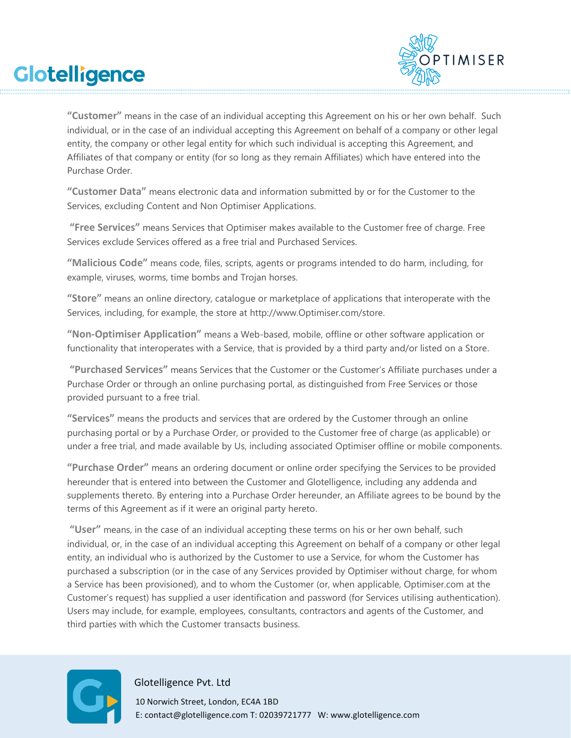**"Customer"** means in the case of an individual accepting this Agreement on his or her own behalf. Such individual, or in the case of an individual accepting this Agreement on behalf of a company or other legal entity, the company or other legal entity for which such individual is accepting this Agreement, and Affiliates of that company or entity (for so long as they remain Affiliates) which have entered into the Purchase Order.

**"Customer Data"** means electronic data and information submitted by or for the Customer to the Services, excluding Content and Non Optimiser Applications.

**"Free Services"** means Services that Optimiser makes available to the Customer free of charge. Free Services exclude Services offered as a free trial and Purchased Services.

**"Malicious Code"** means code, files, scripts, agents or programs intended to do harm, including, for example, viruses, worms, time bombs and Trojan horses.

**"Store"** means an online directory, catalogue or marketplace of applications that interoperate with the Services, including, for example, the store at http://www.Optimiser.com/store.

**"Non-Optimiser Application"** means a Web-based, mobile, offline or other software application or functionality that interoperates with a Service, that is provided by a third party and/or listed on a Store.

**"Purchased Services"** means Services that the Customer or the Customer's Affiliate purchases under a Purchase Order or through an online purchasing portal, as distinguished from Free Services or those provided pursuant to a free trial.

**"Services"** means the products and services that are ordered by the Customer through an online purchasing portal or by a Purchase Order, or provided to the Customer free of charge (as applicable) or under a free trial, and made available by Us, including associated Optimiser offline or mobile components.

**"Purchase Order"** means an ordering document or online order specifying the Services to be provided hereunder that is entered into between the Customer and Glotelligence, including any addenda and supplements thereto. By entering into a Purchase Order hereunder, an Affiliate agrees to be bound by the terms of this Agreement as if it were an original party hereto.

**"User"** means, in the case of an individual accepting these terms on his or her own behalf, such individual, or, in the case of an individual accepting this Agreement on behalf of a company or other legal entity, an individual who is authorized by the Customer to use a Service, for whom the Customer has purchased a subscription (or in the case of any Services provided by Optimiser without charge, for whom a Service has been provisioned), and to whom the Customer (or, when applicable, Optimiser.com at the Customer's request) has supplied a user identification and password (for Services utilising authentication). Users may include, for example, employees, consultants, contractors and agents of the Customer, and third parties with which the Customer transacts business.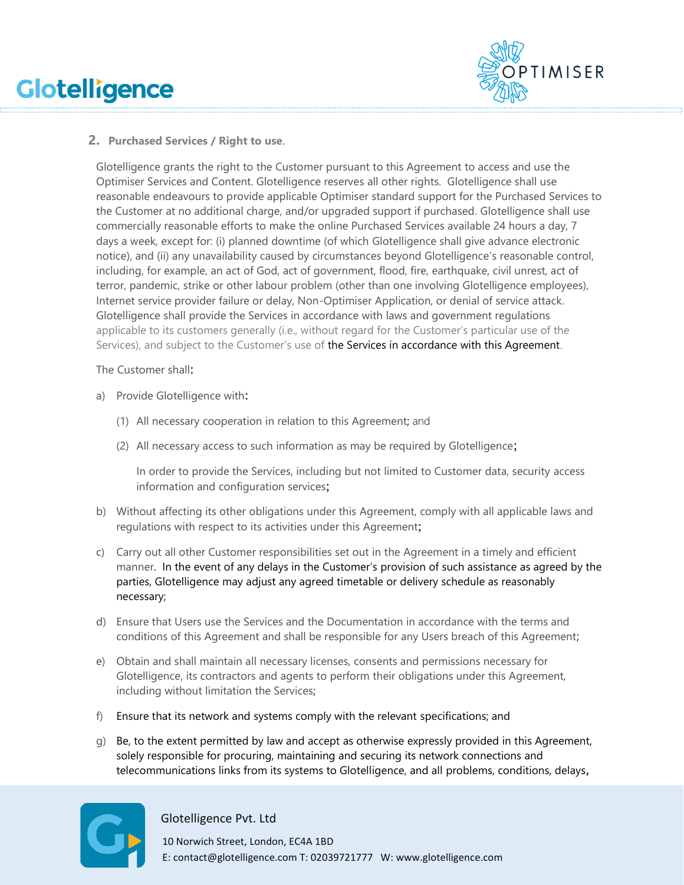## 2. Purchased Services / Right to use.

Glotelligence grants the right to the Customer pursuant to this Agreement to access and use the Optimiser Services and Content. Glotelligence reserves all other rights. Glotelligence shall use reasonable endeavours to provide applicable Optimiser standard support for the Purchased Services to the Customer at no additional charge, and/or upgraded support if purchased. Glotelligence shall use commercially reasonable efforts to make the online Purchased Services available 24 hours a day, 7 days a week, except for: (i) planned downtime (of which Glotelligence shall give advance electronic notice), and (ii) any unavailability caused by circumstances beyond Glotelligence's reasonable control, including, for example, an act of God, act of government, flood, fire, earthquake, civil unrest, act of terror, pandemic, strike or other labour problem (other than one involving Glotelligence employees), Internet service provider failure or delay, Non-Optimiser Application, or denial of service attack. Glotelligence shall provide the Services in accordance with laws and government regulations applicable to its customers generally (i.e., without regard for the Customer's particular use of the Services), and subject to the Customer's use of the Services in accordance with this Agreement.

The Customer shall:

a) Provide Glotelligence with:

   (1) All necessary cooperation in relation to this Agreement; and

   (2) All necessary access to such information as may be required by Glotelligence;

   In order to provide the Services, including but not limited to Customer data, security access information and configuration services;

b) Without affecting its other obligations under this Agreement, comply with all applicable laws and regulations with respect to its activities under this Agreement;

c) Carry out all other Customer responsibilities set out in the Agreement in a timely and efficient manner. In the event of any delays in the Customer's provision of such assistance as agreed by the parties, Glotelligence may adjust any agreed timetable or delivery schedule as reasonably necessary;

d) Ensure that Users use the Services and the Documentation in accordance with the terms and conditions of this Agreement and shall be responsible for any Users breach of this Agreement;

e) Obtain and shall maintain all necessary licenses, consents and permissions necessary for Glotelligence, its contractors and agents to perform their obligations under this Agreement, including without limitation the Services;

f) Ensure that its network and systems comply with the relevant specifications; and

g) Be, to the extent permitted by law and accept as otherwise expressly provided in this Agreement, solely responsible for procuring, maintaining and securing its network connections and telecommunications links from its systems to Glotelligence, and all problems, conditions, delays,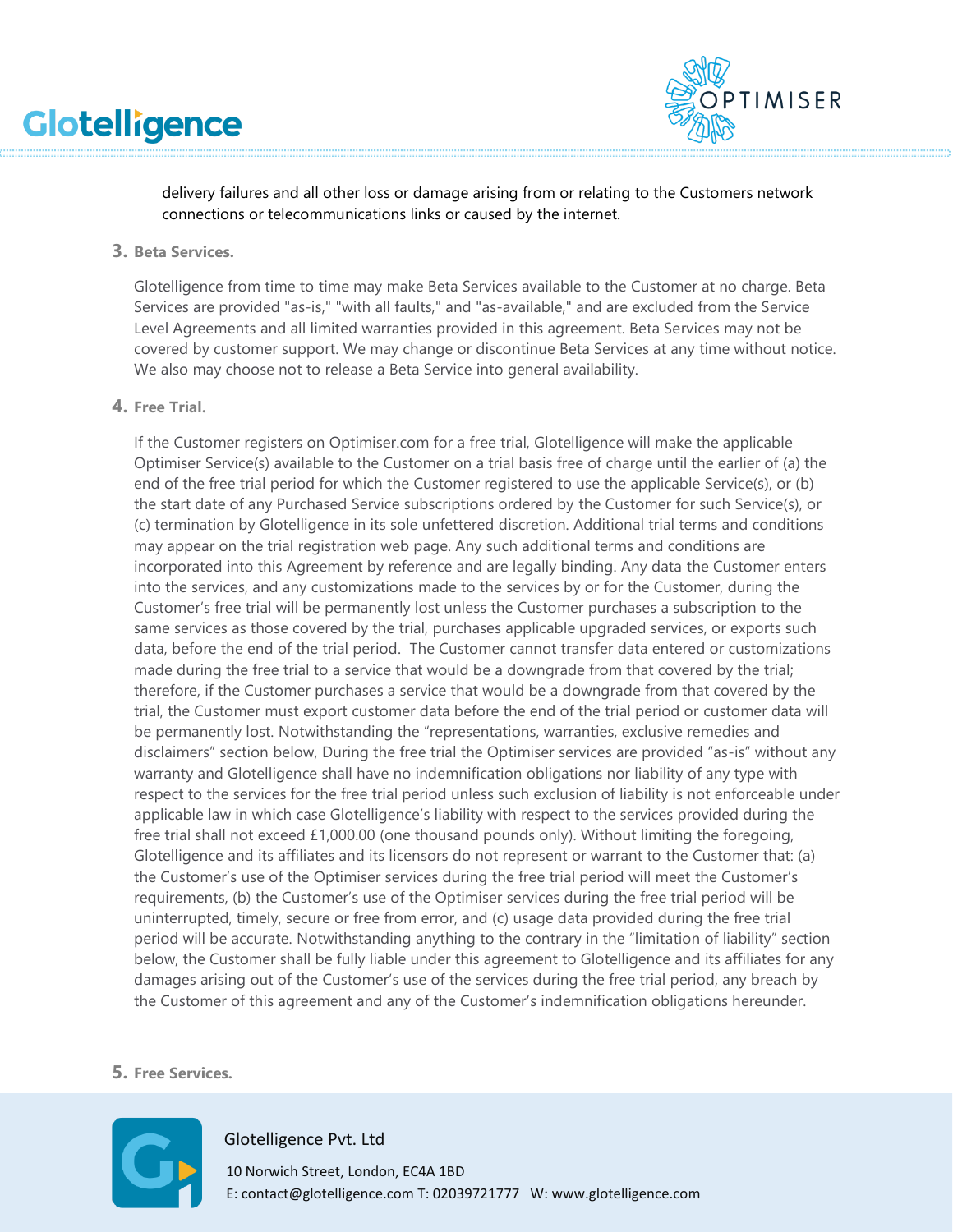delivery failures and all other loss or damage arising from or relating to the Customers network connections or telecommunications links or caused by the internet.

## 3. Beta Services.

Glotelligence from time to time may make Beta Services available to the Customer at no charge. Beta Services are provided "as-is," "with all faults," and "as-available," and are excluded from the Service Level Agreements and all limited warranties provided in this agreement. Beta Services may not be covered by customer support. We may change or discontinue Beta Services at any time without notice. We also may choose not to release a Beta Service into general availability.

## 4. Free Trial.

If the Customer registers on Optimiser.com for a free trial, Glotelligence will make the applicable Optimiser Service(s) available to the Customer on a trial basis free of charge until the earlier of (a) the end of the free trial period for which the Customer registered to use the applicable Service(s), or (b) the start date of any Purchased Service subscriptions ordered by the Customer for such Service(s), or (c) termination by Glotelligence in its sole unfettered discretion. Additional trial terms and conditions may appear on the trial registration web page. Any such additional terms and conditions are incorporated into this Agreement by reference and are legally binding. Any data the Customer enters into the services, and any customizations made to the services by or for the Customer, during the Customer's free trial will be permanently lost unless the Customer purchases a subscription to the same services as those covered by the trial, purchases applicable upgraded services, or exports such data, before the end of the trial period. The Customer cannot transfer data entered or customizations made during the free trial to a service that would be a downgrade from that covered by the trial; therefore, if the Customer purchases a service that would be a downgrade from that covered by the trial, the Customer must export customer data before the end of the trial period or customer data will be permanently lost. Notwithstanding the "representations, warranties, exclusive remedies and disclaimers" section below, During the free trial the Optimiser services are provided "as-is" without any warranty and Glotelligence shall have no indemnification obligations nor liability of any type with respect to the services for the free trial period unless such exclusion of liability is not enforceable under applicable law in which case Glotelligence's liability with respect to the services provided during the free trial shall not exceed £1,000.00 (one thousand pounds only). Without limiting the foregoing, Glotelligence and its affiliates and its licensors do not represent or warrant to the Customer that: (a) the Customer's use of the Optimiser services during the free trial period will meet the Customer's requirements, (b) the Customer's use of the Optimiser services during the free trial period will be uninterrupted, timely, secure or free from error, and (c) usage data provided during the free trial period will be accurate. Notwithstanding anything to the contrary in the "limitation of liability" section below, the Customer shall be fully liable under this agreement to Glotelligence and its affiliates for any damages arising out of the Customer's use of the services during the free trial period, any breach by the Customer of this agreement and any of the Customer's indemnification obligations hereunder.

## 5. Free Services.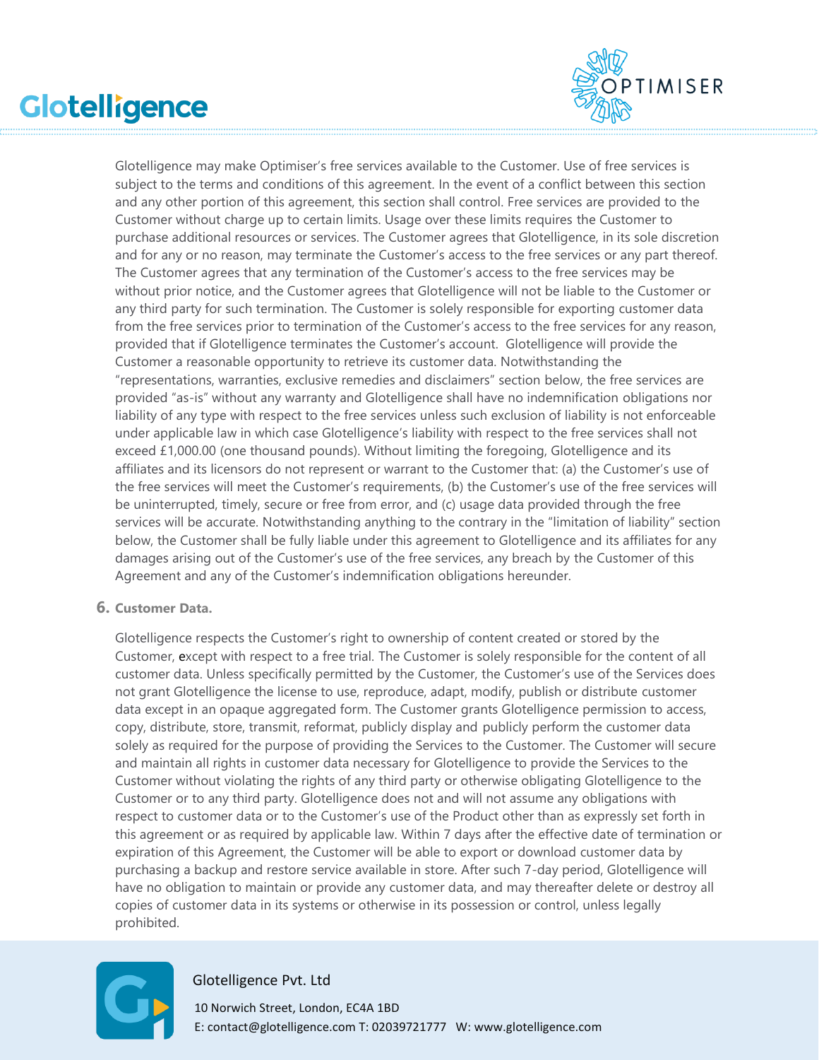Glotelligence may make Optimiser's free services available to the Customer. Use of free services is subject to the terms and conditions of this agreement. In the event of a conflict between this section and any other portion of this agreement, this section shall control. Free services are provided to the Customer without charge up to certain limits. Usage over these limits requires the Customer to purchase additional resources or services. The Customer agrees that Glotelligence, in its sole discretion and for any or no reason, may terminate the Customer's access to the free services or any part thereof. The Customer agrees that any termination of the Customer's access to the free services may be without prior notice, and the Customer agrees that Glotelligence will not be liable to the Customer or any third party for such termination. The Customer is solely responsible for exporting customer data from the free services prior to termination of the Customer's access to the free services for any reason, provided that if Glotelligence terminates the Customer's account. Glotelligence will provide the Customer a reasonable opportunity to retrieve its customer data. Notwithstanding the "representations, warranties, exclusive remedies and disclaimers" section below, the free services are provided "as-is" without any warranty and Glotelligence shall have no indemnification obligations nor liability of any type with respect to the free services unless such exclusion of liability is not enforceable under applicable law in which case Glotelligence's liability with respect to the free services shall not exceed £1,000.00 (one thousand pounds). Without limiting the foregoing, Glotelligence and its affiliates and its licensors do not represent or warrant to the Customer that: (a) the Customer's use of the free services will meet the Customer's requirements, (b) the Customer's use of the free services will be uninterrupted, timely, secure or free from error, and (c) usage data provided through the free services will be accurate. Notwithstanding anything to the contrary in the "limitation of liability" section below, the Customer shall be fully liable under this agreement to Glotelligence and its affiliates for any damages arising out of the Customer's use of the free services, any breach by the Customer of this Agreement and any of the Customer's indemnification obligations hereunder.

## 6. Customer Data.

Glotelligence respects the Customer's right to ownership of content created or stored by the Customer, except with respect to a free trial. The Customer is solely responsible for the content of all customer data. Unless specifically permitted by the Customer, the Customer's use of the Services does not grant Glotelligence the license to use, reproduce, adapt, modify, publish or distribute customer data except in an opaque aggregated form. The Customer grants Glotelligence permission to access, copy, distribute, store, transmit, reformat, publicly display and publicly perform the customer data solely as required for the purpose of providing the Services to the Customer. The Customer will secure and maintain all rights in customer data necessary for Glotelligence to provide the Services to the Customer without violating the rights of any third party or otherwise obligating Glotelligence to the Customer or to any third party. Glotelligence does not and will not assume any obligations with respect to customer data or to the Customer's use of the Product other than as expressly set forth in this agreement or as required by applicable law. Within 7 days after the effective date of termination or expiration of this Agreement, the Customer will be able to export or download customer data by purchasing a backup and restore service available in store. After such 7-day period, Glotelligence will have no obligation to maintain or provide any customer data, and may thereafter delete or destroy all copies of customer data in its systems or otherwise in its possession or control, unless legally prohibited.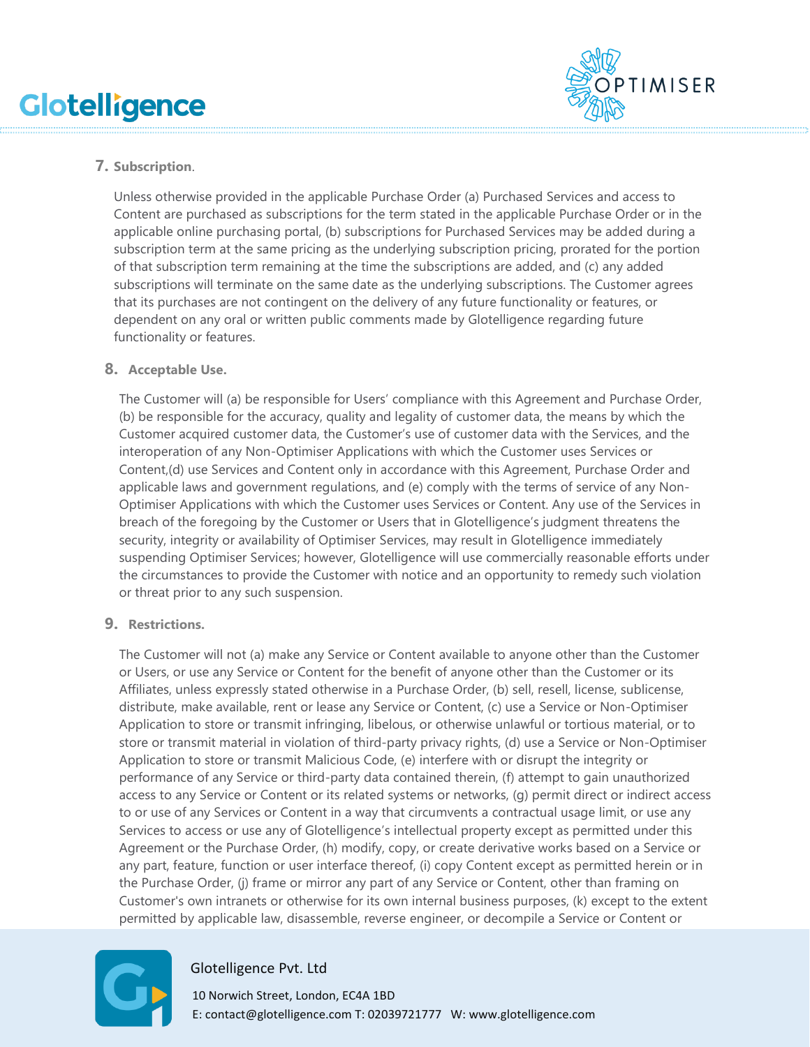## 7. Subscription.

Unless otherwise provided in the applicable Purchase Order (a) Purchased Services and access to Content are purchased as subscriptions for the term stated in the applicable Purchase Order or in the applicable online purchasing portal, (b) subscriptions for Purchased Services may be added during a subscription term at the same pricing as the underlying subscription pricing, prorated for the portion of that subscription term remaining at the time the subscriptions are added, and (c) any added subscriptions will terminate on the same date as the underlying subscriptions. The Customer agrees that its purchases are not contingent on the delivery of any future functionality or features, or dependent on any oral or written public comments made by Glotelligence regarding future functionality or features.

## 8. Acceptable Use.

The Customer will (a) be responsible for Users' compliance with this Agreement and Purchase Order, (b) be responsible for the accuracy, quality and legality of customer data, the means by which the Customer acquired customer data, the Customer's use of customer data with the Services, and the interoperation of any Non-Optimiser Applications with which the Customer uses Services or Content,(d) use Services and Content only in accordance with this Agreement, Purchase Order and applicable laws and government regulations, and (e) comply with the terms of service of any Non-Optimiser Applications with which the Customer uses Services or Content. Any use of the Services in breach of the foregoing by the Customer or Users that in Glotelligence's judgment threatens the security, integrity or availability of Optimiser Services, may result in Glotelligence immediately suspending Optimiser Services; however, Glotelligence will use commercially reasonable efforts under the circumstances to provide the Customer with notice and an opportunity to remedy such violation or threat prior to any such suspension.

## 9. Restrictions.

The Customer will not (a) make any Service or Content available to anyone other than the Customer or Users, or use any Service or Content for the benefit of anyone other than the Customer or its Affiliates, unless expressly stated otherwise in a Purchase Order, (b) sell, resell, license, sublicense, distribute, make available, rent or lease any Service or Content, (c) use a Service or Non-Optimiser Application to store or transmit infringing, libelous, or otherwise unlawful or tortious material, or to store or transmit material in violation of third-party privacy rights, (d) use a Service or Non-Optimiser Application to store or transmit Malicious Code, (e) interfere with or disrupt the integrity or performance of any Service or third-party data contained therein, (f) attempt to gain unauthorized access to any Service or Content or its related systems or networks, (g) permit direct or indirect access to or use of any Services or Content in a way that circumvents a contractual usage limit, or use any Services to access or use any of Glotelligence's intellectual property except as permitted under this Agreement or the Purchase Order, (h) modify, copy, or create derivative works based on a Service or any part, feature, function or user interface thereof, (i) copy Content except as permitted herein or in the Purchase Order, (j) frame or mirror any part of any Service or Content, other than framing on Customer's own intranets or otherwise for its own internal business purposes, (k) except to the extent permitted by applicable law, disassemble, reverse engineer, or decompile a Service or Content or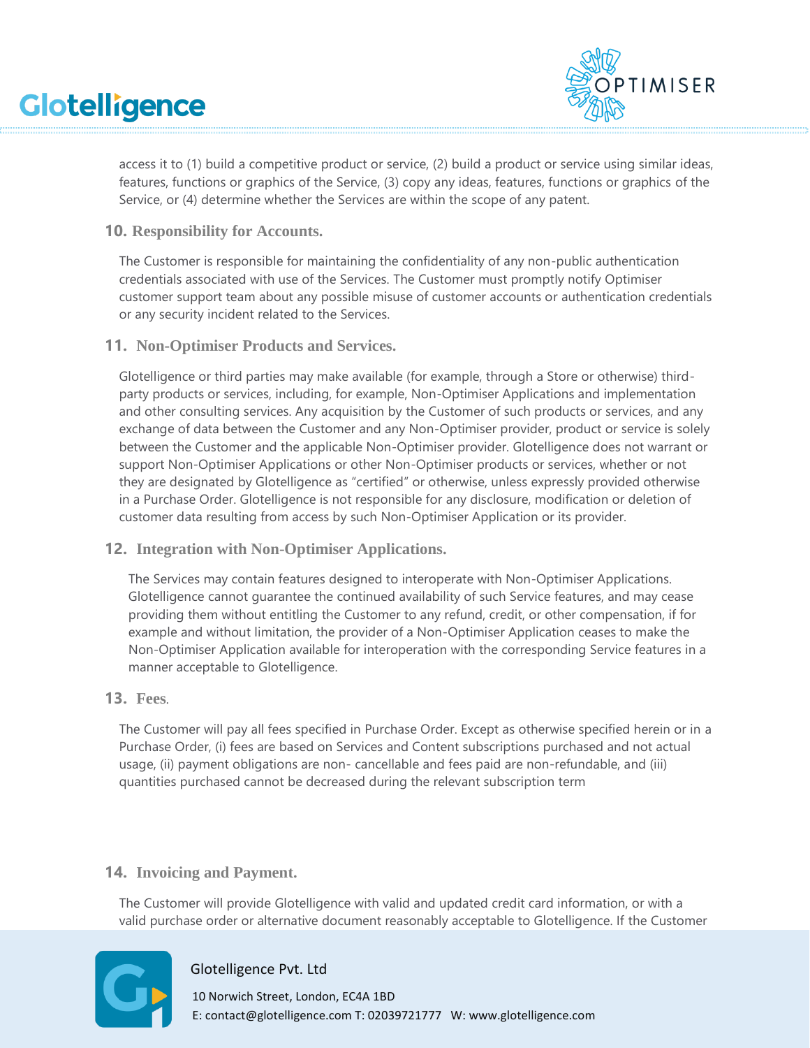access it to (1) build a competitive product or service, (2) build a product or service using similar ideas, features, functions or graphics of the Service, (3) copy any ideas, features, functions or graphics of the Service, or (4) determine whether the Services are within the scope of any patent.

## 10. Responsibility for Accounts.

The Customer is responsible for maintaining the confidentiality of any non-public authentication credentials associated with use of the Services. The Customer must promptly notify Optimiser customer support team about any possible misuse of customer accounts or authentication credentials or any security incident related to the Services.

## 11. Non-Optimiser Products and Services.

Glotelligence or third parties may make available (for example, through a Store or otherwise) third-party products or services, including, for example, Non-Optimiser Applications and implementation and other consulting services. Any acquisition by the Customer of such products or services, and any exchange of data between the Customer and any Non-Optimiser provider, product or service is solely between the Customer and the applicable Non-Optimiser provider. Glotelligence does not warrant or support Non-Optimiser Applications or other Non-Optimiser products or services, whether or not they are designated by Glotelligence as "certified" or otherwise, unless expressly provided otherwise in a Purchase Order. Glotelligence is not responsible for any disclosure, modification or deletion of customer data resulting from access by such Non-Optimiser Application or its provider.

## 12. Integration with Non-Optimiser Applications.

The Services may contain features designed to interoperate with Non-Optimiser Applications. Glotelligence cannot guarantee the continued availability of such Service features, and may cease providing them without entitling the Customer to any refund, credit, or other compensation, if for example and without limitation, the provider of a Non-Optimiser Application ceases to make the Non-Optimiser Application available for interoperation with the corresponding Service features in a manner acceptable to Glotelligence.

## 13. Fees.

The Customer will pay all fees specified in Purchase Order. Except as otherwise specified herein or in a Purchase Order, (i) fees are based on Services and Content subscriptions purchased and not actual usage, (ii) payment obligations are non- cancellable and fees paid are non-refundable, and (iii) quantities purchased cannot be decreased during the relevant subscription term

## 14. Invoicing and Payment.

The Customer will provide Glotelligence with valid and updated credit card information, or with a valid purchase order or alternative document reasonably acceptable to Glotelligence. If the Customer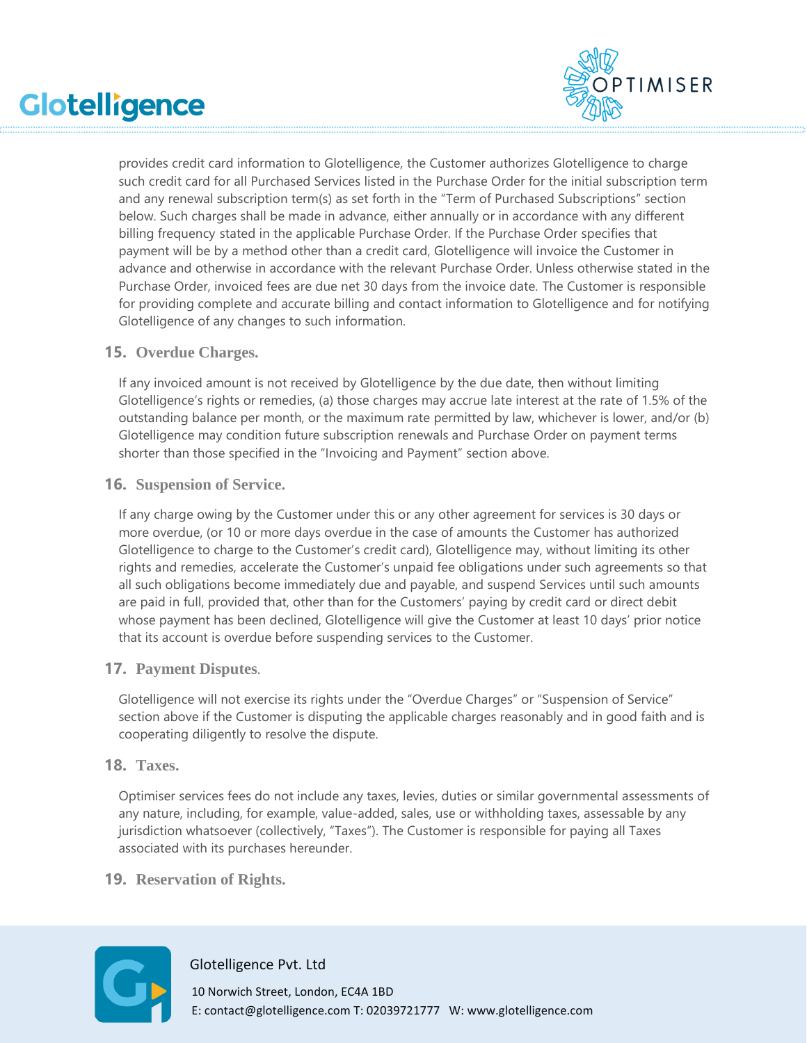provides credit card information to Glotelligence, the Customer authorizes Glotelligence to charge such credit card for all Purchased Services listed in the Purchase Order for the initial subscription term and any renewal subscription term(s) as set forth in the "Term of Purchased Subscriptions" section below. Such charges shall be made in advance, either annually or in accordance with any different billing frequency stated in the applicable Purchase Order. If the Purchase Order specifies that payment will be by a method other than a credit card, Glotelligence will invoice the Customer in advance and otherwise in accordance with the relevant Purchase Order. Unless otherwise stated in the Purchase Order, invoiced fees are due net 30 days from the invoice date. The Customer is responsible for providing complete and accurate billing and contact information to Glotelligence and for notifying Glotelligence of any changes to such information.

## 15. Overdue Charges.

If any invoiced amount is not received by Glotelligence by the due date, then without limiting Glotelligence's rights or remedies, (a) those charges may accrue late interest at the rate of 1.5% of the outstanding balance per month, or the maximum rate permitted by law, whichever is lower, and/or (b) Glotelligence may condition future subscription renewals and Purchase Order on payment terms shorter than those specified in the "Invoicing and Payment" section above.

## 16. Suspension of Service.

If any charge owing by the Customer under this or any other agreement for services is 30 days or more overdue, (or 10 or more days overdue in the case of amounts the Customer has authorized Glotelligence to charge to the Customer's credit card), Glotelligence may, without limiting its other rights and remedies, accelerate the Customer's unpaid fee obligations under such agreements so that all such obligations become immediately due and payable, and suspend Services until such amounts are paid in full, provided that, other than for the Customers' paying by credit card or direct debit whose payment has been declined, Glotelligence will give the Customer at least 10 days' prior notice that its account is overdue before suspending services to the Customer.

## 17. Payment Disputes.

Glotelligence will not exercise its rights under the "Overdue Charges" or "Suspension of Service" section above if the Customer is disputing the applicable charges reasonably and in good faith and is cooperating diligently to resolve the dispute.

## 18. Taxes.

Optimiser services fees do not include any taxes, levies, duties or similar governmental assessments of any nature, including, for example, value-added, sales, use or withholding taxes, assessable by any jurisdiction whatsoever (collectively, "Taxes"). The Customer is responsible for paying all Taxes associated with its purchases hereunder.

## 19. Reservation of Rights.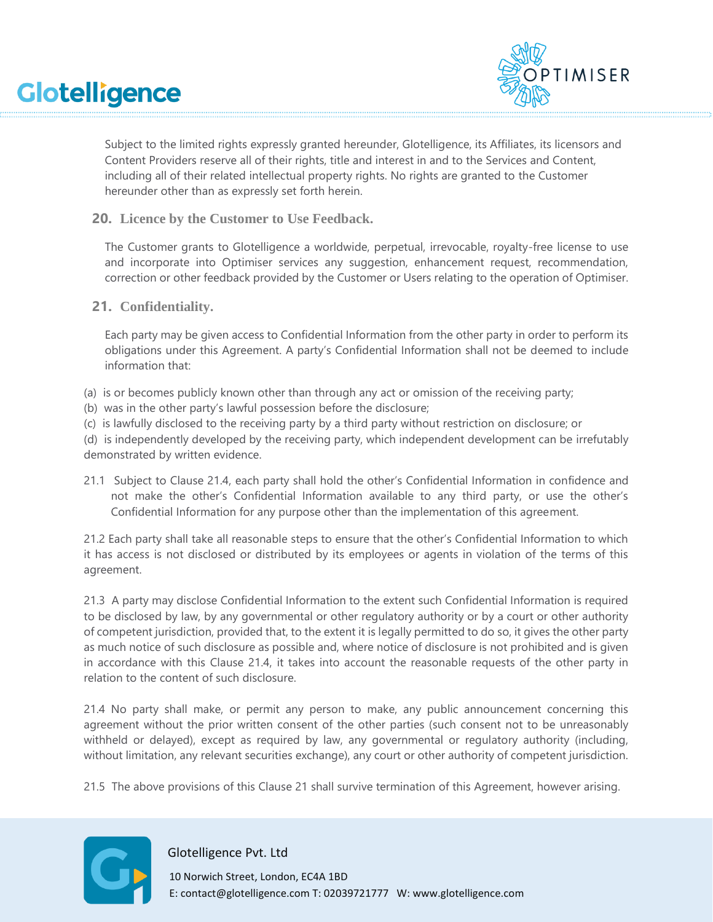Subject to the limited rights expressly granted hereunder, Glotelligence, its Affiliates, its licensors and Content Providers reserve all of their rights, title and interest in and to the Services and Content, including all of their related intellectual property rights. No rights are granted to the Customer hereunder other than as expressly set forth herein.

## 20. Licence by the Customer to Use Feedback.

The Customer grants to Glotelligence a worldwide, perpetual, irrevocable, royalty-free license to use and incorporate into Optimiser services any suggestion, enhancement request, recommendation, correction or other feedback provided by the Customer or Users relating to the operation of Optimiser.

## 21. Confidentiality.

Each party may be given access to Confidential Information from the other party in order to perform its obligations under this Agreement. A party's Confidential Information shall not be deemed to include information that:

(a) is or becomes publicly known other than through any act or omission of the receiving party;
(b) was in the other party's lawful possession before the disclosure;
(c) is lawfully disclosed to the receiving party by a third party without restriction on disclosure; or
(d) is independently developed by the receiving party, which independent development can be irrefutably demonstrated by written evidence.

21.1 Subject to Clause 21.4, each party shall hold the other's Confidential Information in confidence and not make the other's Confidential Information available to any third party, or use the other's Confidential Information for any purpose other than the implementation of this agreement.

21.2 Each party shall take all reasonable steps to ensure that the other's Confidential Information to which it has access is not disclosed or distributed by its employees or agents in violation of the terms of this agreement.

21.3 A party may disclose Confidential Information to the extent such Confidential Information is required to be disclosed by law, by any governmental or other regulatory authority or by a court or other authority of competent jurisdiction, provided that, to the extent it is legally permitted to do so, it gives the other party as much notice of such disclosure as possible and, where notice of disclosure is not prohibited and is given in accordance with this Clause 21.4, it takes into account the reasonable requests of the other party in relation to the content of such disclosure.

21.4 No party shall make, or permit any person to make, any public announcement concerning this agreement without the prior written consent of the other parties (such consent not to be unreasonably withheld or delayed), except as required by law, any governmental or regulatory authority (including, without limitation, any relevant securities exchange), any court or other authority of competent jurisdiction.

21.5 The above provisions of this Clause 21 shall survive termination of this Agreement, however arising.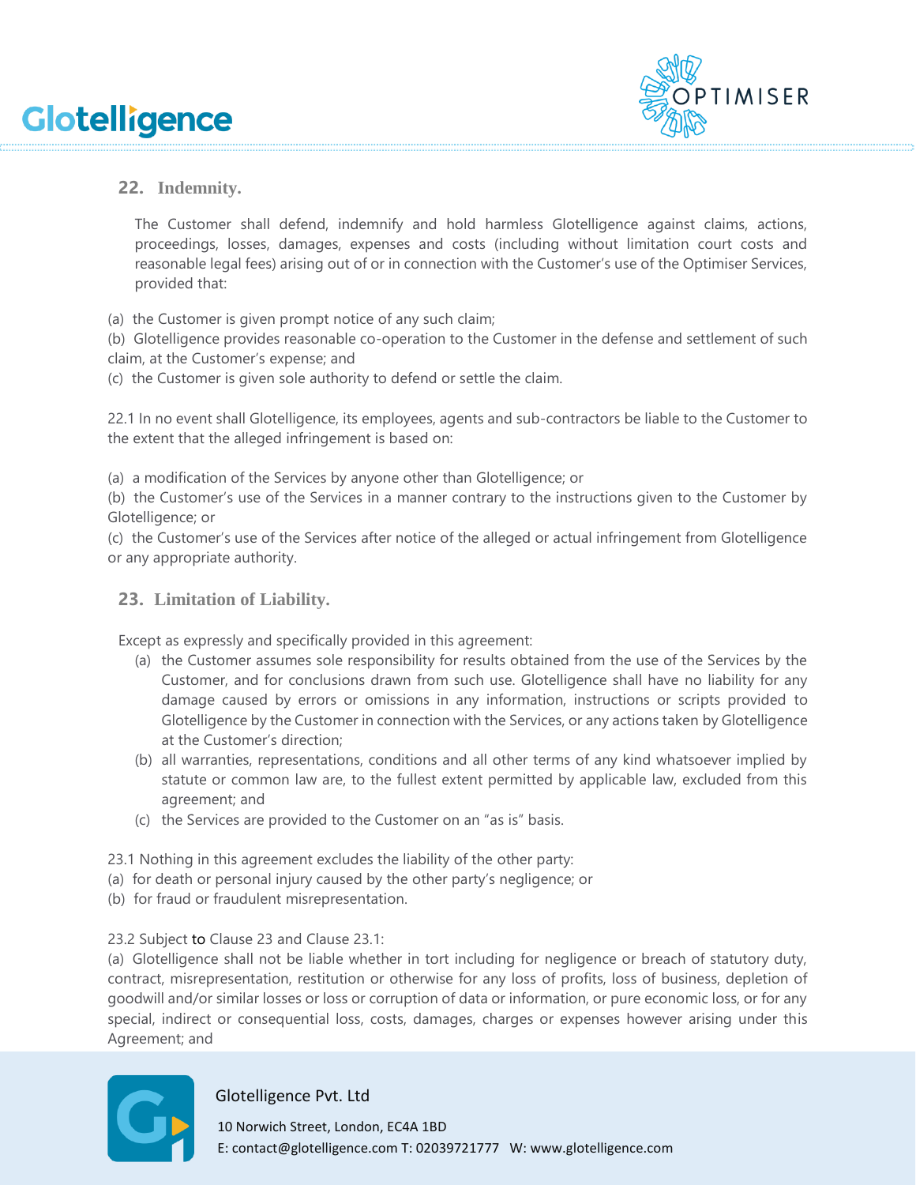## 22. Indemnity.

The Customer shall defend, indemnify and hold harmless Glotelligence against claims, actions, proceedings, losses, damages, expenses and costs (including without limitation court costs and reasonable legal fees) arising out of or in connection with the Customer's use of the Optimiser Services, provided that:

(a) the Customer is given prompt notice of any such claim;
(b) Glotelligence provides reasonable co-operation to the Customer in the defense and settlement of such claim, at the Customer's expense; and
(c) the Customer is given sole authority to defend or settle the claim.

22.1 In no event shall Glotelligence, its employees, agents and sub-contractors be liable to the Customer to the extent that the alleged infringement is based on:

(a) a modification of the Services by anyone other than Glotelligence; or
(b) the Customer's use of the Services in a manner contrary to the instructions given to the Customer by Glotelligence; or
(c) the Customer's use of the Services after notice of the alleged or actual infringement from Glotelligence or any appropriate authority.

## 23. Limitation of Liability.

Except as expressly and specifically provided in this agreement:

(a) the Customer assumes sole responsibility for results obtained from the use of the Services by the Customer, and for conclusions drawn from such use. Glotelligence shall have no liability for any damage caused by errors or omissions in any information, instructions or scripts provided to Glotelligence by the Customer in connection with the Services, or any actions taken by Glotelligence at the Customer's direction;
(b) all warranties, representations, conditions and all other terms of any kind whatsoever implied by statute or common law are, to the fullest extent permitted by applicable law, excluded from this agreement; and
(c) the Services are provided to the Customer on an "as is" basis.

23.1 Nothing in this agreement excludes the liability of the other party:
(a) for death or personal injury caused by the other party's negligence; or
(b) for fraud or fraudulent misrepresentation.

23.2 Subject to Clause 23 and Clause 23.1:
(a) Glotelligence shall not be liable whether in tort including for negligence or breach of statutory duty, contract, misrepresentation, restitution or otherwise for any loss of profits, loss of business, depletion of goodwill and/or similar losses or loss or corruption of data or information, or pure economic loss, or for any special, indirect or consequential loss, costs, damages, charges or expenses however arising under this Agreement; and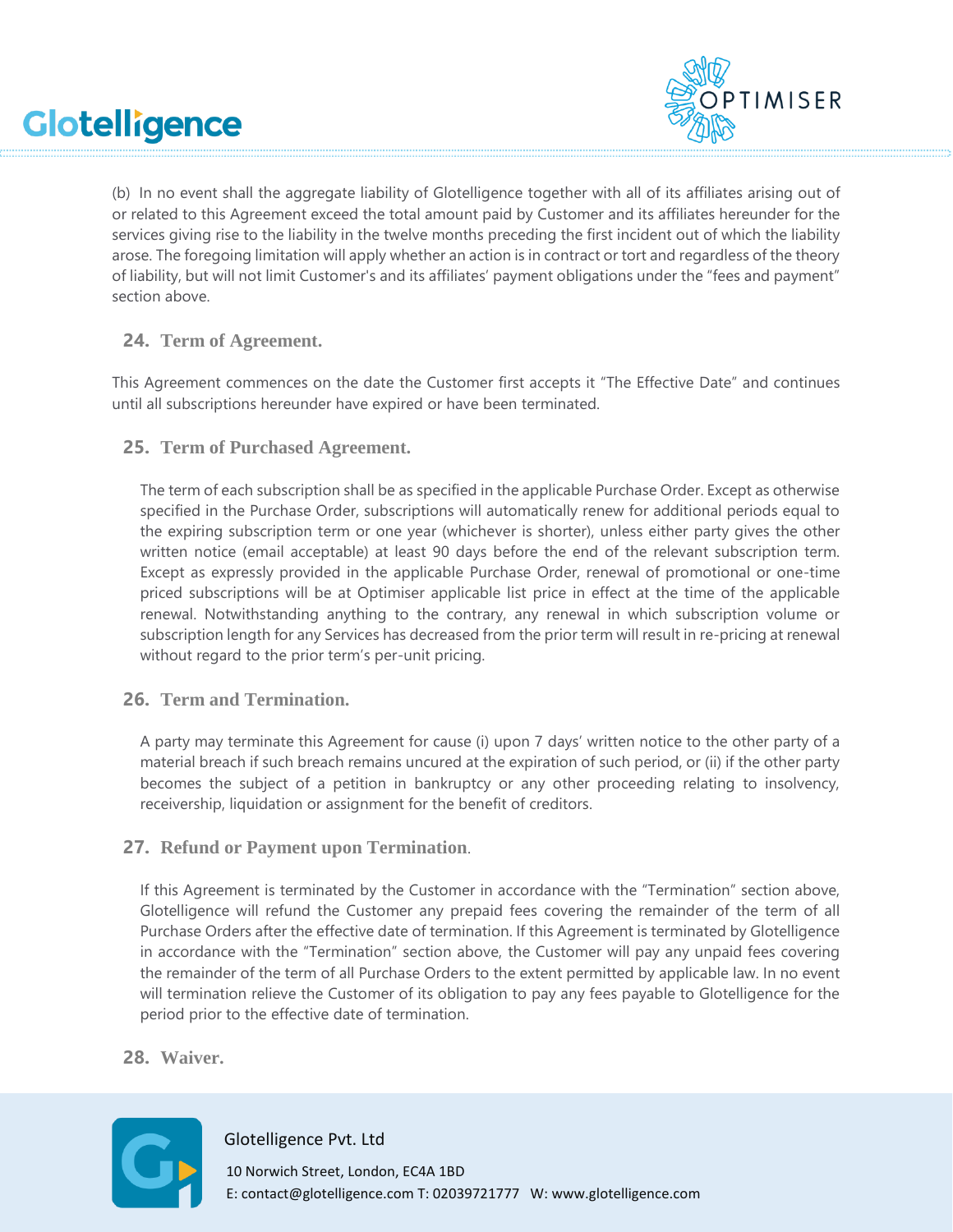(b) In no event shall the aggregate liability of Glotelligence together with all of its affiliates arising out of or related to this Agreement exceed the total amount paid by Customer and its affiliates hereunder for the services giving rise to the liability in the twelve months preceding the first incident out of which the liability arose. The foregoing limitation will apply whether an action is in contract or tort and regardless of the theory of liability, but will not limit Customer's and its affiliates' payment obligations under the "fees and payment" section above.

## 24. Term of Agreement.

This Agreement commences on the date the Customer first accepts it "The Effective Date" and continues until all subscriptions hereunder have expired or have been terminated.

## 25. Term of Purchased Agreement.

The term of each subscription shall be as specified in the applicable Purchase Order. Except as otherwise specified in the Purchase Order, subscriptions will automatically renew for additional periods equal to the expiring subscription term or one year (whichever is shorter), unless either party gives the other written notice (email acceptable) at least 90 days before the end of the relevant subscription term. Except as expressly provided in the applicable Purchase Order, renewal of promotional or one-time priced subscriptions will be at Optimiser applicable list price in effect at the time of the applicable renewal. Notwithstanding anything to the contrary, any renewal in which subscription volume or subscription length for any Services has decreased from the prior term will result in re-pricing at renewal without regard to the prior term's per-unit pricing.

## 26. Term and Termination.

A party may terminate this Agreement for cause (i) upon 7 days' written notice to the other party of a material breach if such breach remains uncured at the expiration of such period, or (ii) if the other party becomes the subject of a petition in bankruptcy or any other proceeding relating to insolvency, receivership, liquidation or assignment for the benefit of creditors.

## 27. Refund or Payment upon Termination.

If this Agreement is terminated by the Customer in accordance with the "Termination" section above, Glotelligence will refund the Customer any prepaid fees covering the remainder of the term of all Purchase Orders after the effective date of termination. If this Agreement is terminated by Glotelligence in accordance with the "Termination" section above, the Customer will pay any unpaid fees covering the remainder of the term of all Purchase Orders to the extent permitted by applicable law. In no event will termination relieve the Customer of its obligation to pay any fees payable to Glotelligence for the period prior to the effective date of termination.

## 28. Waiver.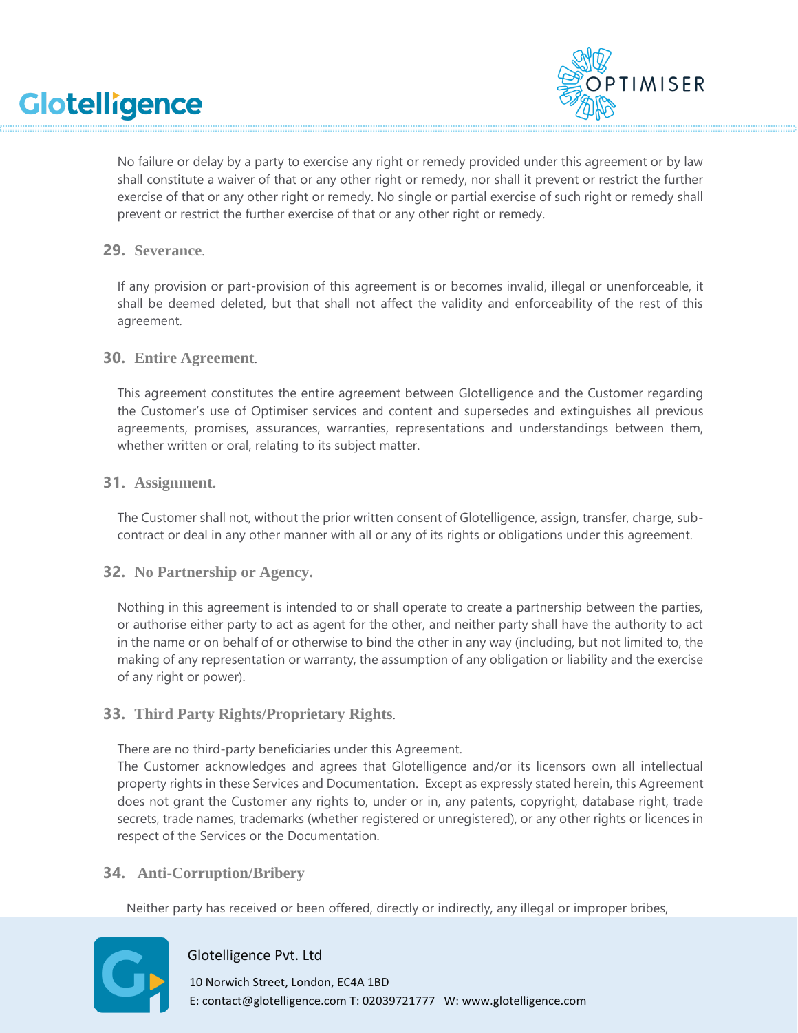No failure or delay by a party to exercise any right or remedy provided under this agreement or by law shall constitute a waiver of that or any other right or remedy, nor shall it prevent or restrict the further exercise of that or any other right or remedy. No single or partial exercise of such right or remedy shall prevent or restrict the further exercise of that or any other right or remedy.

## 29. Severance.

If any provision or part-provision of this agreement is or becomes invalid, illegal or unenforceable, it shall be deemed deleted, but that shall not affect the validity and enforceability of the rest of this agreement.

## 30. Entire Agreement.

This agreement constitutes the entire agreement between Glotelligence and the Customer regarding the Customer's use of Optimiser services and content and supersedes and extinguishes all previous agreements, promises, assurances, warranties, representations and understandings between them, whether written or oral, relating to its subject matter.

## 31. Assignment.

The Customer shall not, without the prior written consent of Glotelligence, assign, transfer, charge, sub-contract or deal in any other manner with all or any of its rights or obligations under this agreement.

## 32. No Partnership or Agency.

Nothing in this agreement is intended to or shall operate to create a partnership between the parties, or authorise either party to act as agent for the other, and neither party shall have the authority to act in the name or on behalf of or otherwise to bind the other in any way (including, but not limited to, the making of any representation or warranty, the assumption of any obligation or liability and the exercise of any right or power).

## 33. Third Party Rights/Proprietary Rights.

There are no third-party beneficiaries under this Agreement.
The Customer acknowledges and agrees that Glotelligence and/or its licensors own all intellectual property rights in these Services and Documentation. Except as expressly stated herein, this Agreement does not grant the Customer any rights to, under or in, any patents, copyright, database right, trade secrets, trade names, trademarks (whether registered or unregistered), or any other rights or licences in respect of the Services or the Documentation.

## 34. Anti-Corruption/Bribery

Neither party has received or been offered, directly or indirectly, any illegal or improper bribes,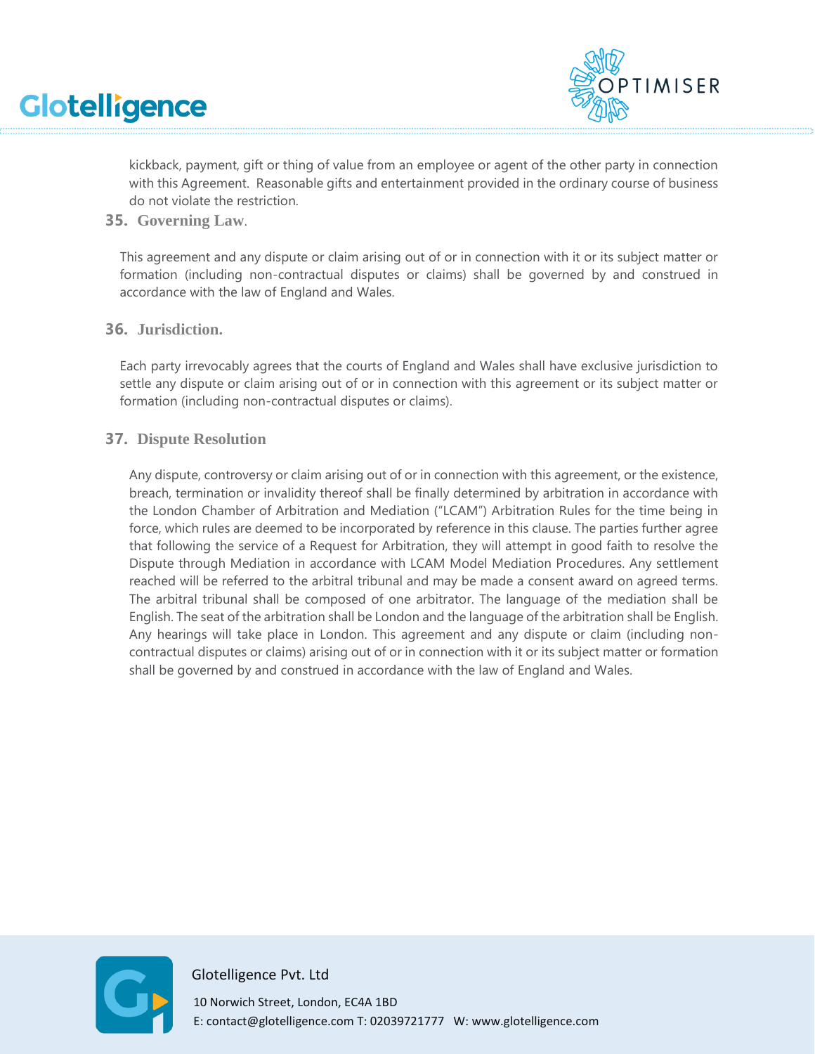kickback, payment, gift or thing of value from an employee or agent of the other party in connection with this Agreement. Reasonable gifts and entertainment provided in the ordinary course of business do not violate the restriction.

## 35. Governing Law.

This agreement and any dispute or claim arising out of or in connection with it or its subject matter or formation (including non-contractual disputes or claims) shall be governed by and construed in accordance with the law of England and Wales.

## 36. Jurisdiction.

Each party irrevocably agrees that the courts of England and Wales shall have exclusive jurisdiction to settle any dispute or claim arising out of or in connection with this agreement or its subject matter or formation (including non-contractual disputes or claims).

## 37. Dispute Resolution

Any dispute, controversy or claim arising out of or in connection with this agreement, or the existence, breach, termination or invalidity thereof shall be finally determined by arbitration in accordance with the London Chamber of Arbitration and Mediation ("LCAM") Arbitration Rules for the time being in force, which rules are deemed to be incorporated by reference in this clause. The parties further agree that following the service of a Request for Arbitration, they will attempt in good faith to resolve the Dispute through Mediation in accordance with LCAM Model Mediation Procedures. Any settlement reached will be referred to the arbitral tribunal and may be made a consent award on agreed terms. The arbitral tribunal shall be composed of one arbitrator. The language of the mediation shall be English. The seat of the arbitration shall be London and the language of the arbitration shall be English. Any hearings will take place in London. This agreement and any dispute or claim (including non-contractual disputes or claims) arising out of or in connection with it or its subject matter or formation shall be governed by and construed in accordance with the law of England and Wales.